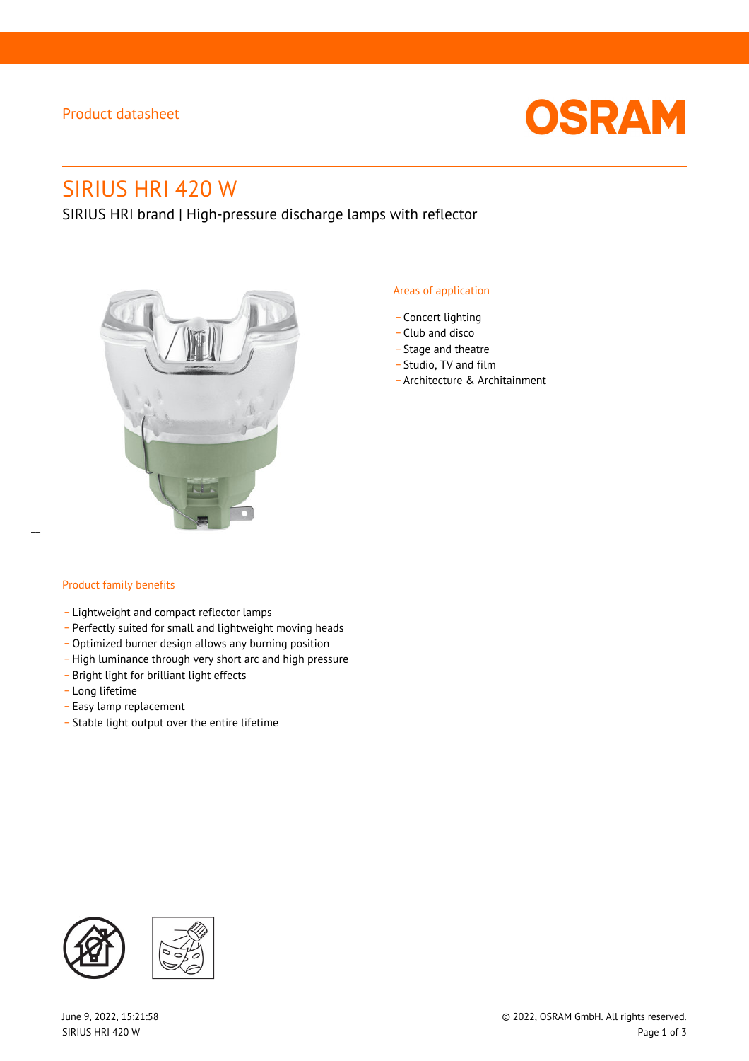Product datasheet

OSRAM

# SIRIUS HRI 420 W

SIRIUS HRI brand | High-pressure discharge lamps with reflector

## Areas of application

- Concert lighting
- Club and disco
- Stage and theatre
- Studio, TV and film
- Architecture & Architainment

## Product family benefits

- Lightweight and compact reflector lamps
- Perfectly suited for small and lightweight moving heads
- Optimized burner design allows any burning position
- High luminance through very short arc and high pressure
- Bright light for brilliant light effects
- Long lifetime
- Easy lamp replacement
- Stable light output over the entire lifetime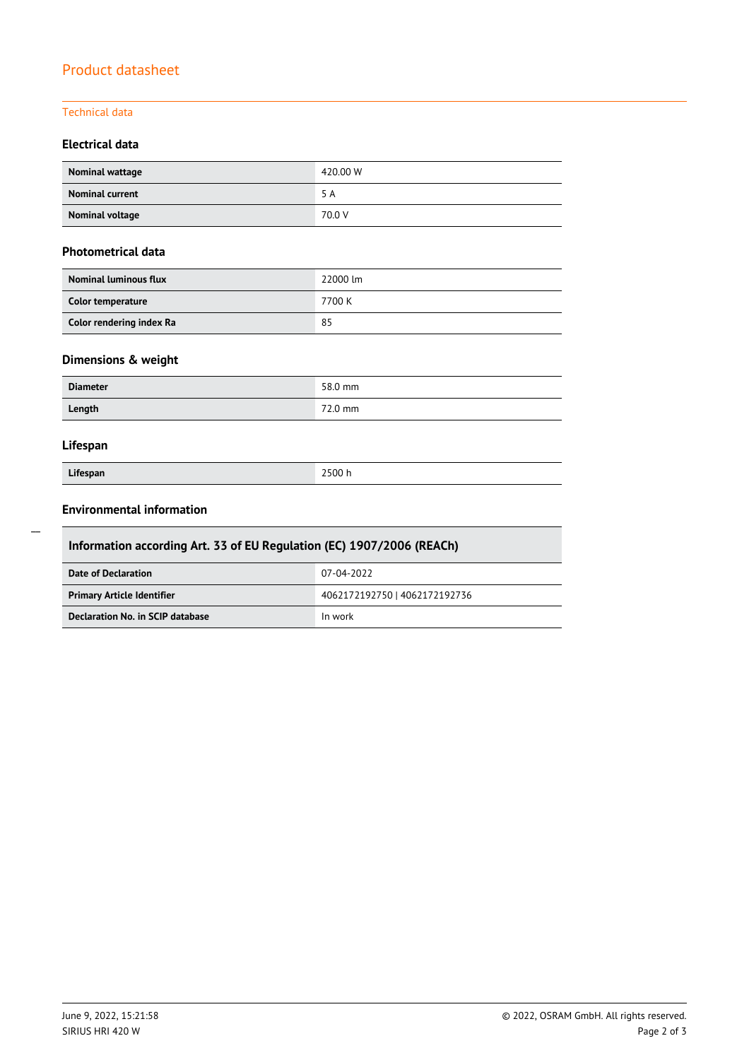# Product datasheet

## Technical data

### Electrical data

| | |
|---|---|
| **Nominal wattage** | 420.00 W |
| **Nominal current** | 5 A |
| **Nominal voltage** | 70.0 V |

### Photometrical data

| | |
|---|---|
| **Nominal luminous flux** | 22000 lm |
| **Color temperature** | 7700 K |
| **Color rendering index Ra** | 85 |

### Dimensions & weight

| | |
|---|---|
| **Diameter** | 58.0 mm |
| **Length** | 72.0 mm |

### Lifespan

| | |
|---|---|
| **Lifespan** | 2500 h |

### Environmental information

| Information according Art. 33 of EU Regulation (EC) 1907/2006 (REACh) | |
|---|---|
| **Date of Declaration** | 07-04-2022 |
| **Primary Article Identifier** | 4062172192750 \| 4062172192736 |
| **Declaration No. in SCIP database** | In work |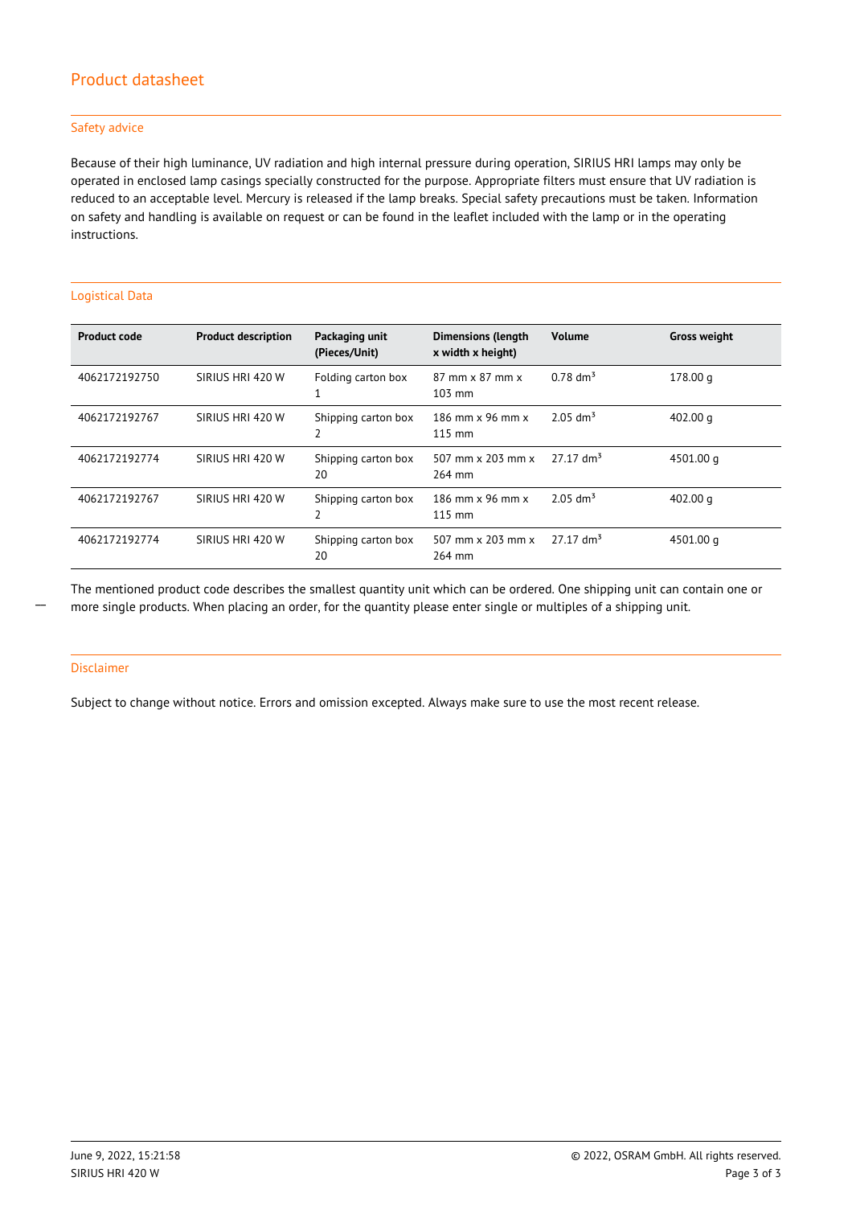# Product datasheet

## Safety advice

Because of their high luminance, UV radiation and high internal pressure during operation, SIRIUS HRI lamps may only be operated in enclosed lamp casings specially constructed for the purpose. Appropriate filters must ensure that UV radiation is reduced to an acceptable level. Mercury is released if the lamp breaks. Special safety precautions must be taken. Information on safety and handling is available on request or can be found in the leaflet included with the lamp or in the operating instructions.

## Logistical Data

| Product code | Product description | Packaging unit (Pieces/Unit) | Dimensions (length x width x height) | Volume | Gross weight |
|---|---|---|---|---|---|
| 4062172192750 | SIRIUS HRI 420 W | Folding carton box 1 | 87 mm x 87 mm x 103 mm | 0.78 $dm^3$ | 178.00 g |
| 4062172192767 | SIRIUS HRI 420 W | Shipping carton box 2 | 186 mm x 96 mm x 115 mm | 2.05 $dm^3$ | 402.00 g |
| 4062172192774 | SIRIUS HRI 420 W | Shipping carton box 20 | 507 mm x 203 mm x 264 mm | 27.17 $dm^3$ | 4501.00 g |
| 4062172192767 | SIRIUS HRI 420 W | Shipping carton box 2 | 186 mm x 96 mm x 115 mm | 2.05 $dm^3$ | 402.00 g |
| 4062172192774 | SIRIUS HRI 420 W | Shipping carton box 20 | 507 mm x 203 mm x 264 mm | 27.17 $dm^3$ | 4501.00 g |

The mentioned product code describes the smallest quantity unit which can be ordered. One shipping unit can contain one or more single products. When placing an order, for the quantity please enter single or multiples of a shipping unit.

## Disclaimer

Subject to change without notice. Errors and omission excepted. Always make sure to use the most recent release.